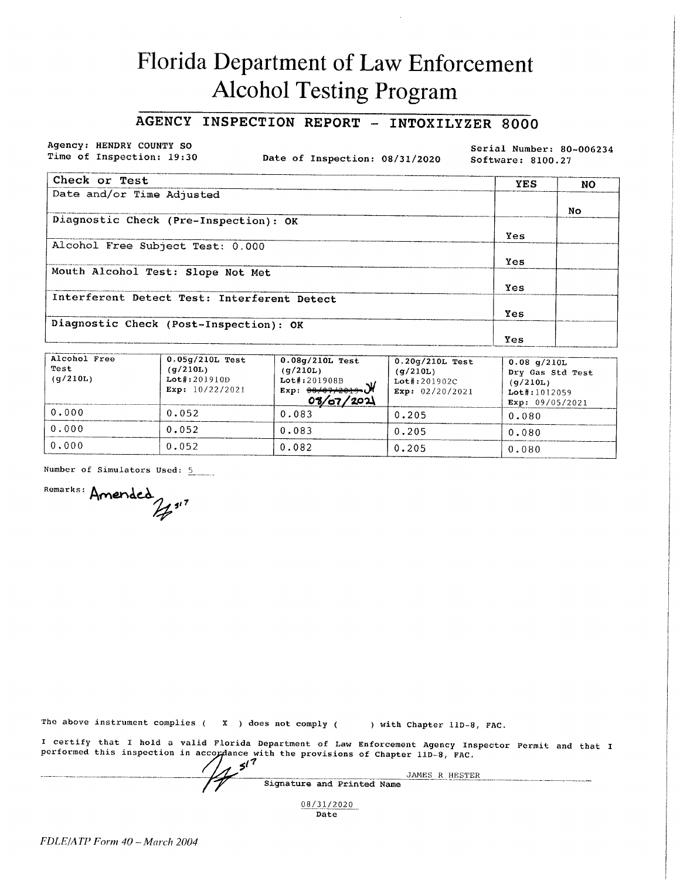# Florida Department of Law Enforcement
# Alcohol Testing Program

## AGENCY INSPECTION REPORT - INTOXILYZER 8000

Agency: HENDRY COUNTY SO
Time of Inspection: 19:30

Date of Inspection: 08/31/2020

Serial Number: 80-006234
Software: 8100.27

| Check or Test | YES | NO |
| --- | --- | --- |
| Date and/or Time Adjusted | | No |
| Diagnostic Check (Pre-Inspection): OK | Yes | |
| Alcohol Free Subject Test: 0.000 | Yes | |
| Mouth Alcohol Test: Slope Not Met | Yes | |
| Interferent Detect Test: Interferent Detect | Yes | |
| Diagnostic Check (Post-Inspection): OK | Yes | |

| Alcohol Free Test (g/210L) | 0.05g/210L Test (g/210L) Lot#:201910D Exp: 10/22/2021 | 0.08g/210L Test (g/210L) Lot#:201908B Exp: ~~08/07/2019~~ 08/07/2021 | 0.20g/210L Test (g/210L) Lot#:201902C Exp: 02/20/2021 | 0.08 g/210L Dry Gas Std Test (g/210L) Lot#:1012059 Exp: 09/05/2021 |
| --- | --- | --- | --- | --- |
| 0.000 | 0.052 | 0.083 | 0.205 | 0.080 |
| 0.000 | 0.052 | 0.083 | 0.205 | 0.080 |
| 0.000 | 0.052 | 0.082 | 0.205 | 0.080 |

Number of Simulators Used: 5

Remarks: Amended [initials] 517

The above instrument complies ( X ) does not comply ( ) with Chapter 11D-8, FAC.

I certify that I hold a valid Florida Department of Law Enforcement Agency Inspector Permit and that I performed this inspection in accordance with the provisions of Chapter 11D-8, FAC.

[Signature] 517 JAMES R HESTER
Signature and Printed Name

08/31/2020
Date

*FDLE/ATP Form 40 – March 2004*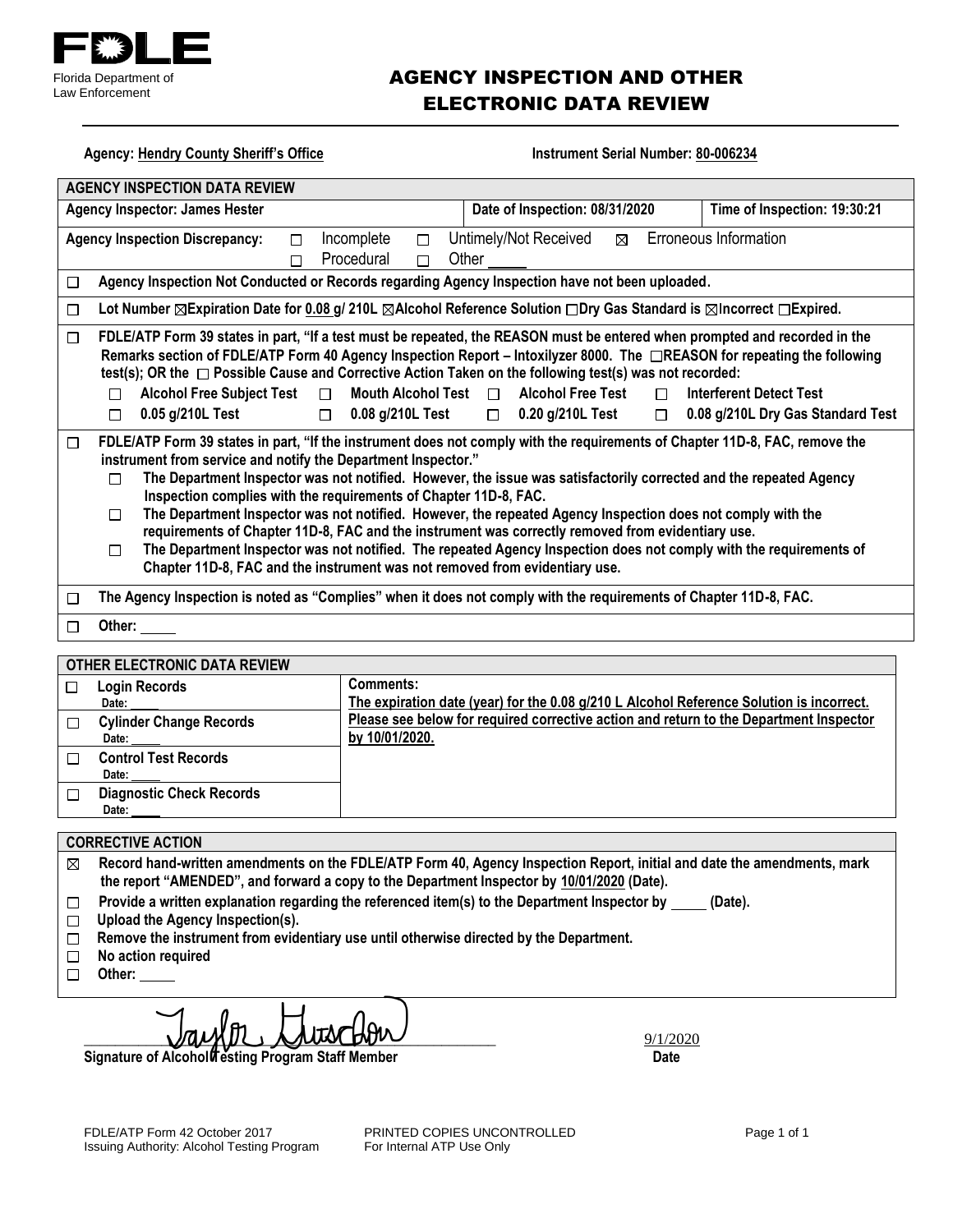**FDLE**
Florida Department of Law Enforcement

# AGENCY INSPECTION AND OTHER ELECTRONIC DATA REVIEW

**Agency:** Hendry County Sheriff's Office **Instrument Serial Number:** 80-006234

## AGENCY INSPECTION DATA REVIEW

| Agency Inspector: James Hester | Date of Inspection: 08/31/2020 | Time of Inspection: 19:30:21 |
|---|---|---|

**Agency Inspection Discrepancy:** ☐ Incomplete ☐ Untimely/Not Received ☒ Erroneous Information ☐ Procedural ☐ Other ____

☐ **Agency Inspection Not Conducted or Records regarding Agency Inspection have not been uploaded.**

☐ **Lot Number ☒Expiration Date for 0.08 g/ 210L ☒Alcohol Reference Solution ☐Dry Gas Standard is ☒Incorrect ☐Expired.**

☐ **FDLE/ATP Form 39 states in part, "If a test must be repeated, the REASON must be entered when prompted and recorded in the Remarks section of FDLE/ATP Form 40 Agency Inspection Report – Intoxilyzer 8000. The ☐REASON for repeating the following test(s); OR the ☐ Possible Cause and Corrective Action Taken on the following test(s) was not recorded:**
- ☐ **Alcohol Free Subject Test** ☐ **Mouth Alcohol Test** ☐ **Alcohol Free Test** ☐ **Interferent Detect Test**
- ☐ **0.05 g/210L Test** ☐ **0.08 g/210L Test** ☐ **0.20 g/210L Test** ☐ **0.08 g/210L Dry Gas Standard Test**

☐ **FDLE/ATP Form 39 states in part, "If the instrument does not comply with the requirements of Chapter 11D-8, FAC, remove the instrument from service and notify the Department Inspector."**
- ☐ **The Department Inspector was not notified. However, the issue was satisfactorily corrected and the repeated Agency Inspection complies with the requirements of Chapter 11D-8, FAC.**
- ☐ **The Department Inspector was not notified. However, the repeated Agency Inspection does not comply with the requirements of Chapter 11D-8, FAC and the instrument was correctly removed from evidentiary use.**
- ☐ **The Department Inspector was not notified. The repeated Agency Inspection does not comply with the requirements of Chapter 11D-8, FAC and the instrument was not removed from evidentiary use.**

☐ **The Agency Inspection is noted as "Complies" when it does not comply with the requirements of Chapter 11D-8, FAC.**

☐ **Other:** ____

## OTHER ELECTRONIC DATA REVIEW

| Records | Comments: |
|---|---|
| ☐ **Login Records** Date: ____ | The expiration date (year) for the 0.08 g/210 L Alcohol Reference Solution is incorrect. Please see below for required corrective action and return to the Department Inspector by 10/01/2020. |
| ☐ **Cylinder Change Records** Date: ____ | |
| ☐ **Control Test Records** Date: ____ | |
| ☐ **Diagnostic Check Records** Date: ____ | |

## CORRECTIVE ACTION

- ☒ **Record hand-written amendments on the FDLE/ATP Form 40, Agency Inspection Report, initial and date the amendments, mark the report "AMENDED", and forward a copy to the Department Inspector by 10/01/2020 (Date).**
- ☐ **Provide a written explanation regarding the referenced item(s) to the Department Inspector by ____ (Date).**
- ☐ **Upload the Agency Inspection(s).**
- ☐ **Remove the instrument from evidentiary use until otherwise directed by the Department.**
- ☐ **No action required**
- ☐ **Other:** ____

Taylor Gustafson (signature)
**Signature of Alcohol Testing Program Staff Member**

9/1/2020
**Date**

FDLE/ATP Form 42 October 2017
Issuing Authority: Alcohol Testing Program

PRINTED COPIES UNCONTROLLED
For Internal ATP Use Only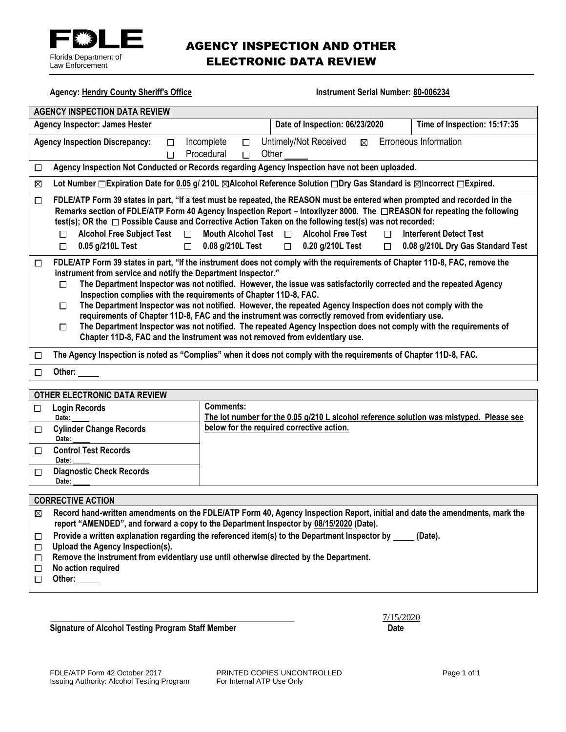FDLE

Florida Department of Law Enforcement

# AGENCY INSPECTION AND OTHER ELECTRONIC DATA REVIEW

**Agency:** Hendry County Sheriff's Office **Instrument Serial Number:** 80-006234

| AGENCY INSPECTION DATA REVIEW | | |
|---|---|---|
| **Agency Inspector: James Hester** | **Date of Inspection: 06/23/2020** | **Time of Inspection: 15:17:35** |

**Agency Inspection Discrepancy:** ☐ Incomplete ☐ Untimely/Not Received ☒ Erroneous Information ☐ Procedural ☐ Other ____

☐ **Agency Inspection Not Conducted or Records regarding Agency Inspection have not been uploaded.**

☒ **Lot Number ☐Expiration Date for 0.05 g/ 210L ☒Alcohol Reference Solution ☐Dry Gas Standard is ☒Incorrect ☐Expired.**

☐ **FDLE/ATP Form 39 states in part, "If a test must be repeated, the REASON must be entered when prompted and recorded in the Remarks section of FDLE/ATP Form 40 Agency Inspection Report – Intoxilyzer 8000. The ☐REASON for repeating the following test(s); OR the ☐ Possible Cause and Corrective Action Taken on the following test(s) was not recorded:**

- ☐ **Alcohol Free Subject Test** ☐ **Mouth Alcohol Test** ☐ **Alcohol Free Test** ☐ **Interferent Detect Test**
- ☐ **0.05 g/210L Test** ☐ **0.08 g/210L Test** ☐ **0.20 g/210L Test** ☐ **0.08 g/210L Dry Gas Standard Test**

☐ **FDLE/ATP Form 39 states in part, "If the instrument does not comply with the requirements of Chapter 11D-8, FAC, remove the instrument from service and notify the Department Inspector."**

- ☐ **The Department Inspector was not notified. However, the issue was satisfactorily corrected and the repeated Agency Inspection complies with the requirements of Chapter 11D-8, FAC.**
- ☐ **The Department Inspector was not notified. However, the repeated Agency Inspection does not comply with the requirements of Chapter 11D-8, FAC and the instrument was correctly removed from evidentiary use.**
- ☐ **The Department Inspector was not notified. The repeated Agency Inspection does not comply with the requirements of Chapter 11D-8, FAC and the instrument was not removed from evidentiary use.**

☐ **The Agency Inspection is noted as "Complies" when it does not comply with the requirements of Chapter 11D-8, FAC.**

☐ **Other:** ____

| OTHER ELECTRONIC DATA REVIEW | |
|---|---|
| ☐ **Login Records** Date: ____ | **Comments:** The lot number for the 0.05 g/210 L alcohol reference solution was mistyped. Please see below for the required corrective action. |
| ☐ **Cylinder Change Records** Date: ____ | |
| ☐ **Control Test Records** Date: ____ | |
| ☐ **Diagnostic Check Records** Date: ____ | |

**CORRECTIVE ACTION**

- ☒ **Record hand-written amendments on the FDLE/ATP Form 40, Agency Inspection Report, initial and date the amendments, mark the report "AMENDED", and forward a copy to the Department Inspector by 08/15/2020 (Date).**
- ☐ **Provide a written explanation regarding the referenced item(s) to the Department Inspector by ____ (Date).**
- ☐ **Upload the Agency Inspection(s).**
- ☐ **Remove the instrument from evidentiary use until otherwise directed by the Department.**
- ☐ **No action required**
- ☐ **Other:** ____

____________________________________________ 7/15/2020

**Signature of Alcohol Testing Program Staff Member** **Date**

FDLE/ATP Form 42 October 2017 PRINTED COPIES UNCONTROLLED
Issuing Authority: Alcohol Testing Program For Internal ATP Use Only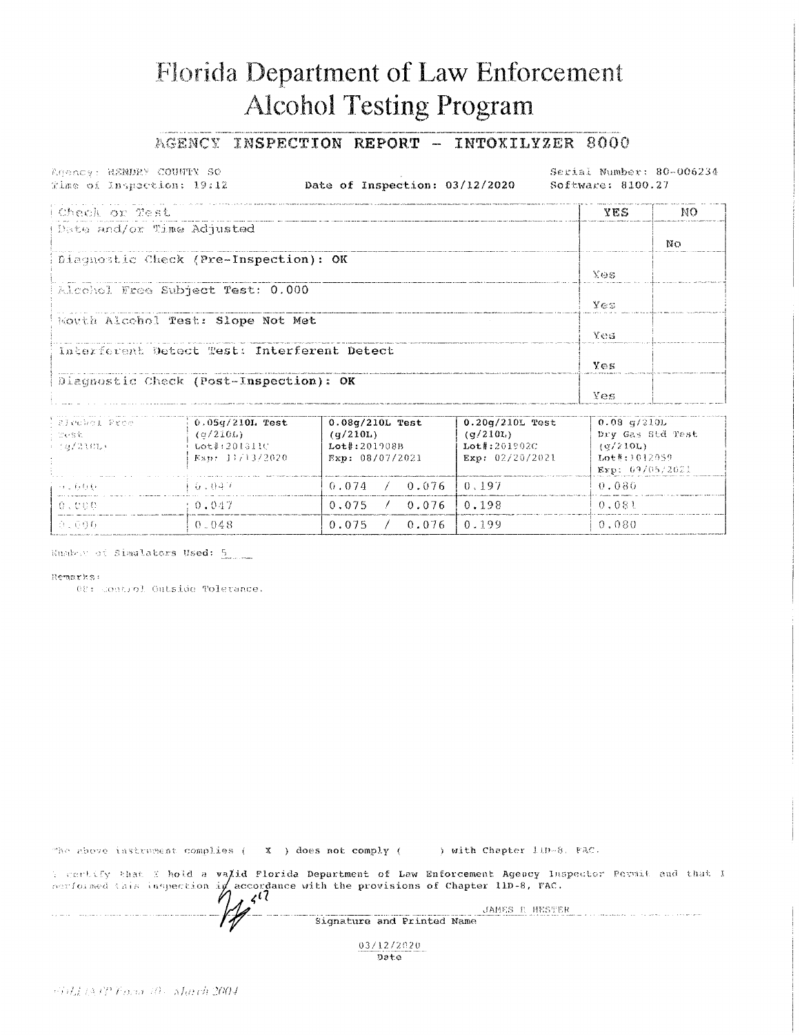# Florida Department of Law Enforcement
# Alcohol Testing Program

## AGENCY INSPECTION REPORT - INTOXILYZER 8000

Agency: HENDRY COUNTY SO
Time of Inspection: 19:12 | Date of Inspection: 03/12/2020 | Serial Number: 80-006234
Software: 8100.27

| Check or Test | YES | NO |
|---|---|---|
| Date and/or Time Adjusted | | No |
| Diagnostic Check (Pre-Inspection): OK | Yes | |
| Alcohol Free Subject Test: 0.000 | Yes | |
| Mouth Alcohol Test: Slope Not Met | Yes | |
| Interferent Detect Test: Interferent Detect | Yes | |
| Diagnostic Check (Post-Inspection): OK | Yes | |

| Alcohol Free Test (g/210L) | 0.05g/210L Test (g/210L) Lot#:201811C Exp: 11/13/2020 | 0.08g/210L Test (g/210L) Lot#:201908B Exp: 08/07/2021 | 0.20g/210L Test (g/210L) Lot#:201902C Exp: 02/20/2021 | 0.08 g/210L Dry Gas Std Test (g/210L) Lot#:1012059 Exp: 09/05/2021 |
|---|---|---|---|---|
| 0.000 | 0.047 | 0.074 / 0.076 | 0.197 | 0.080 |
| 0.000 | 0.047 | 0.075 / 0.076 | 0.198 | 0.081 |
| 0.000 | 0.048 | 0.075 / 0.076 | 0.199 | 0.080 |

Number of Simulators Used: 5

Remarks:
OT: Control Outside Tolerance.

The above instrument complies ( X ) does not comply ( ) with Chapter 11D-8, FAC.

I certify that I hold a valid Florida Department of Law Enforcement Agency Inspector Permit and that I performed this inspection in accordance with the provisions of Chapter 11D-8, FAC.

JAMES R HESTER
Signature and Printed Name

03/12/2020
Date

FDLE/ATP Form 40 - March 2004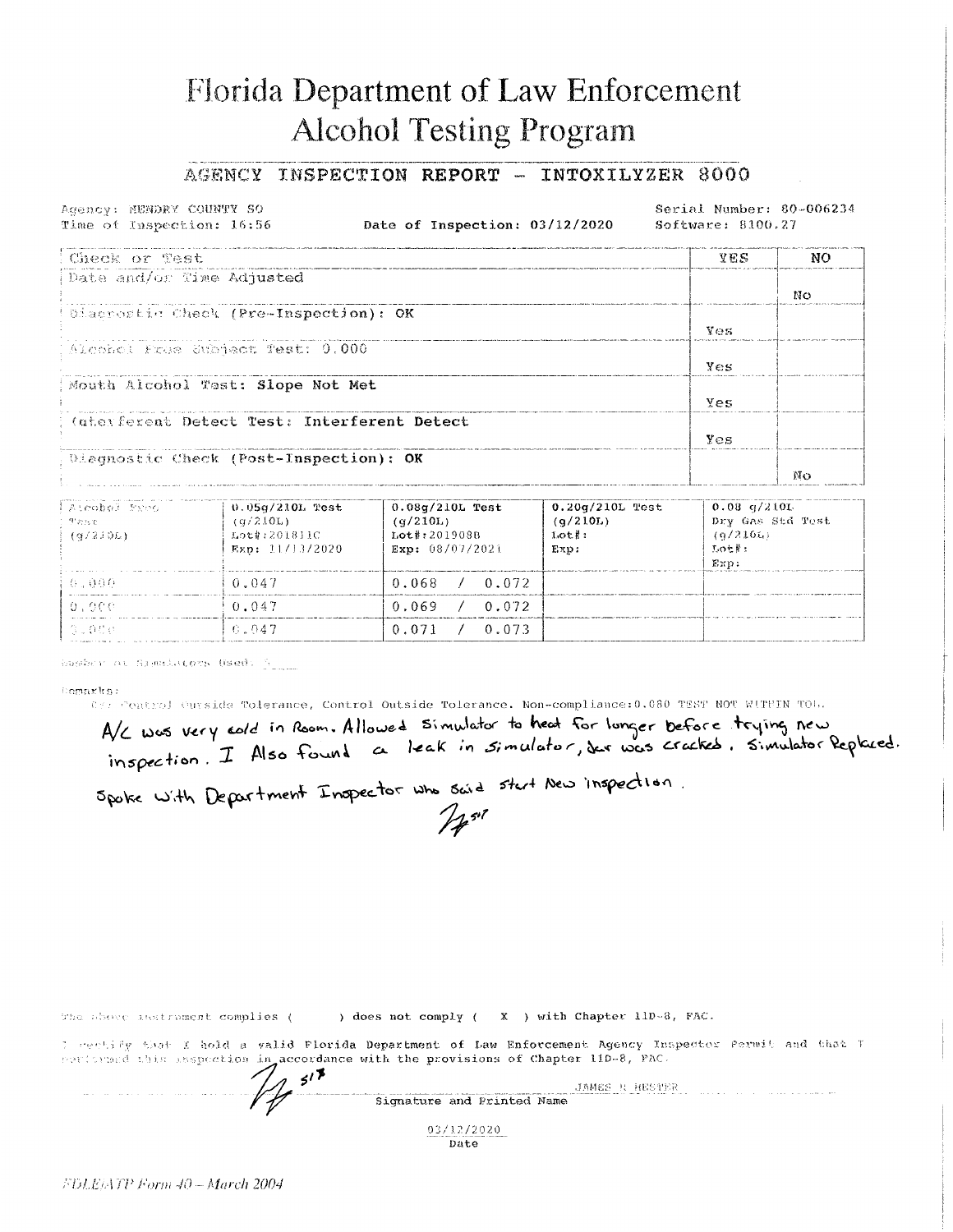# Florida Department of Law Enforcement
# Alcohol Testing Program

## AGENCY INSPECTION REPORT - INTOXILYZER 8000

Agency: HENDRY COUNTY SO  
Time of Inspection: 16:56  
Date of Inspection: 03/12/2020  
Serial Number: 80-006234  
Software: 8100.27

| Check or Test | YES | NO |
|---|---|---|
| Date and/or Time Adjusted | | No |
| Diagnostic Check (Pre-Inspection): OK | Yes | |
| Alcohol Free Subject Test: 0.000 | Yes | |
| Mouth Alcohol Test: Slope Not Met | Yes | |
| Interferent Detect Test: Interferent Detect | Yes | |
| Diagnostic Check (Post-Inspection): OK | | No |

| Alcohol Free Test (g/210L) | 0.05g/210L Test (g/210L) Lot#:201811C Exp: 11/13/2020 | 0.08g/210L Test (g/210L) Lot#:201908B Exp: 08/07/2021 | 0.20g/210L Test (g/210L) Lot#: Exp: | 0.08 g/210L Dry Gas Std Test (g/210L) Lot#: Exp: |
|---|---|---|---|---|
| 0.000 | 0.047 | 0.068 / 0.072 | | |
| 0.000 | 0.047 | 0.069 / 0.072 | | |
| 0.000 | 0.047 | 0.071 / 0.073 | | |

Number of Simulators Used: 5

Remarks:  
Control Outside Tolerance, Control Outside Tolerance. Non-compliance:0.080 TEST NOT WITHIN TOL.

A/C was very cold in Room. Allowed Simulator to heat for longer before trying new inspection. I Also found a leak in simulator, Jar was cracked. Simulator Replaced.

Spoke with Department Inspector who said start New inspection.

The above instrument complies ( ) does not comply ( X ) with Chapter 11D-8, FAC.

I certify that I hold a valid Florida Department of Law Enforcement Agency Inspector Permit and that I performed this inspection in accordance with the provisions of Chapter 11D-8, FAC.

JAMES R HESTER  
Signature and Printed Name

03/12/2020  
Date

FDLE/ATP Form 40 – March 2004